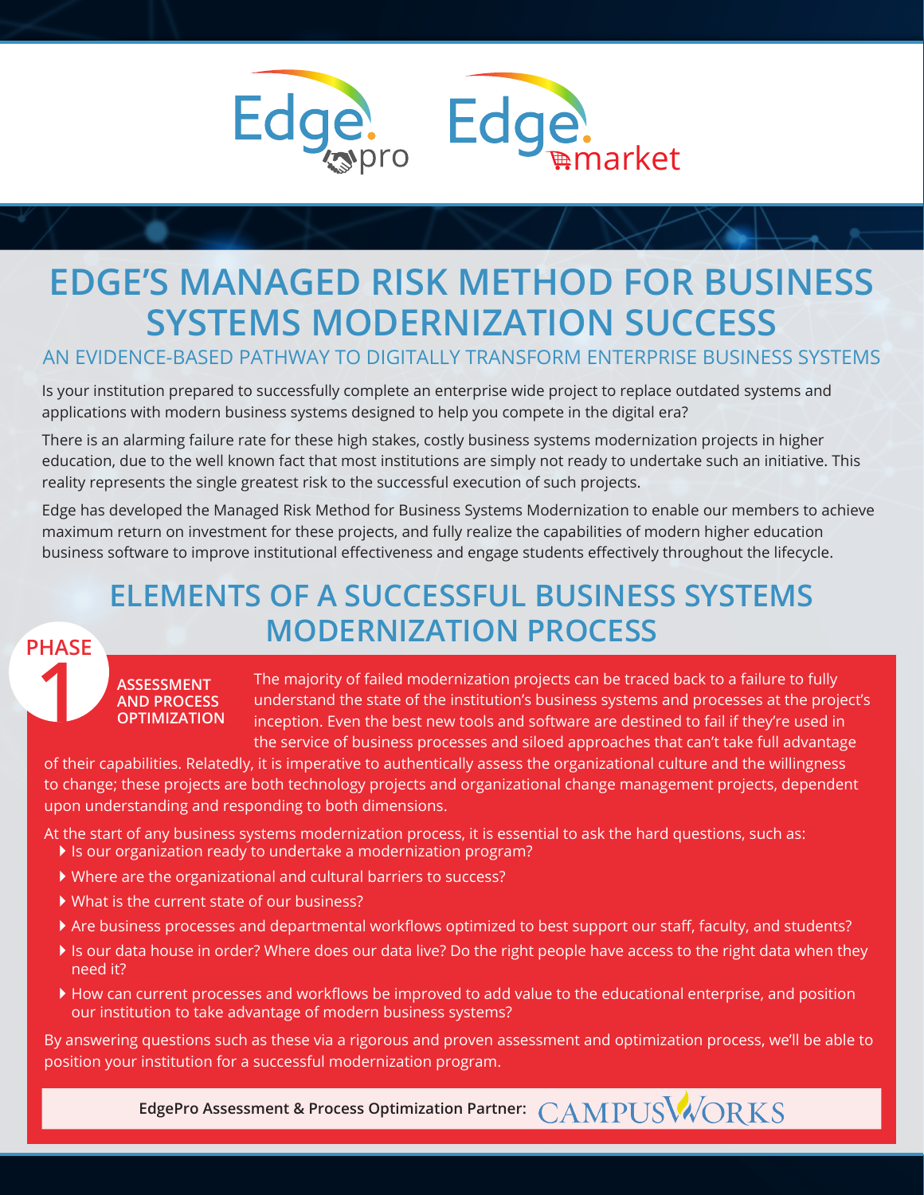Edge pro   Edge market

# EDGE'S MANAGED RISK METHOD FOR BUSINESS SYSTEMS MODERNIZATION SUCCESS

## AN EVIDENCE-BASED PATHWAY TO DIGITALLY TRANSFORM ENTERPRISE BUSINESS SYSTEMS

Is your institution prepared to successfully complete an enterprise wide project to replace outdated systems and applications with modern business systems designed to help you compete in the digital era?

There is an alarming failure rate for these high stakes, costly business systems modernization projects in higher education, due to the well known fact that most institutions are simply not ready to undertake such an initiative. This reality represents the single greatest risk to the successful execution of such projects.

Edge has developed the Managed Risk Method for Business Systems Modernization to enable our members to achieve maximum return on investment for these projects, and fully realize the capabilities of modern higher education business software to improve institutional effectiveness and engage students effectively throughout the lifecycle.

## ELEMENTS OF A SUCCESSFUL BUSINESS SYSTEMS MODERNIZATION PROCESS

### PHASE 1

### ASSESSMENT AND PROCESS OPTIMIZATION

The majority of failed modernization projects can be traced back to a failure to fully understand the state of the institution's business systems and processes at the project's inception. Even the best new tools and software are destined to fail if they're used in the service of business processes and siloed approaches that can't take full advantage of their capabilities. Relatedly, it is imperative to authentically assess the organizational culture and the willingness to change; these projects are both technology projects and organizational change management projects, dependent upon understanding and responding to both dimensions.

At the start of any business systems modernization process, it is essential to ask the hard questions, such as:

- Is our organization ready to undertake a modernization program?
- Where are the organizational and cultural barriers to success?
- What is the current state of our business?
- Are business processes and departmental workflows optimized to best support our staff, faculty, and students?
- Is our data house in order? Where does our data live? Do the right people have access to the right data when they need it?
- How can current processes and workflows be improved to add value to the educational enterprise, and position our institution to take advantage of modern business systems?

By answering questions such as these via a rigorous and proven assessment and optimization process, we'll be able to position your institution for a successful modernization program.

**EdgePro Assessment & Process Optimization Partner:** CAMPUSWORKS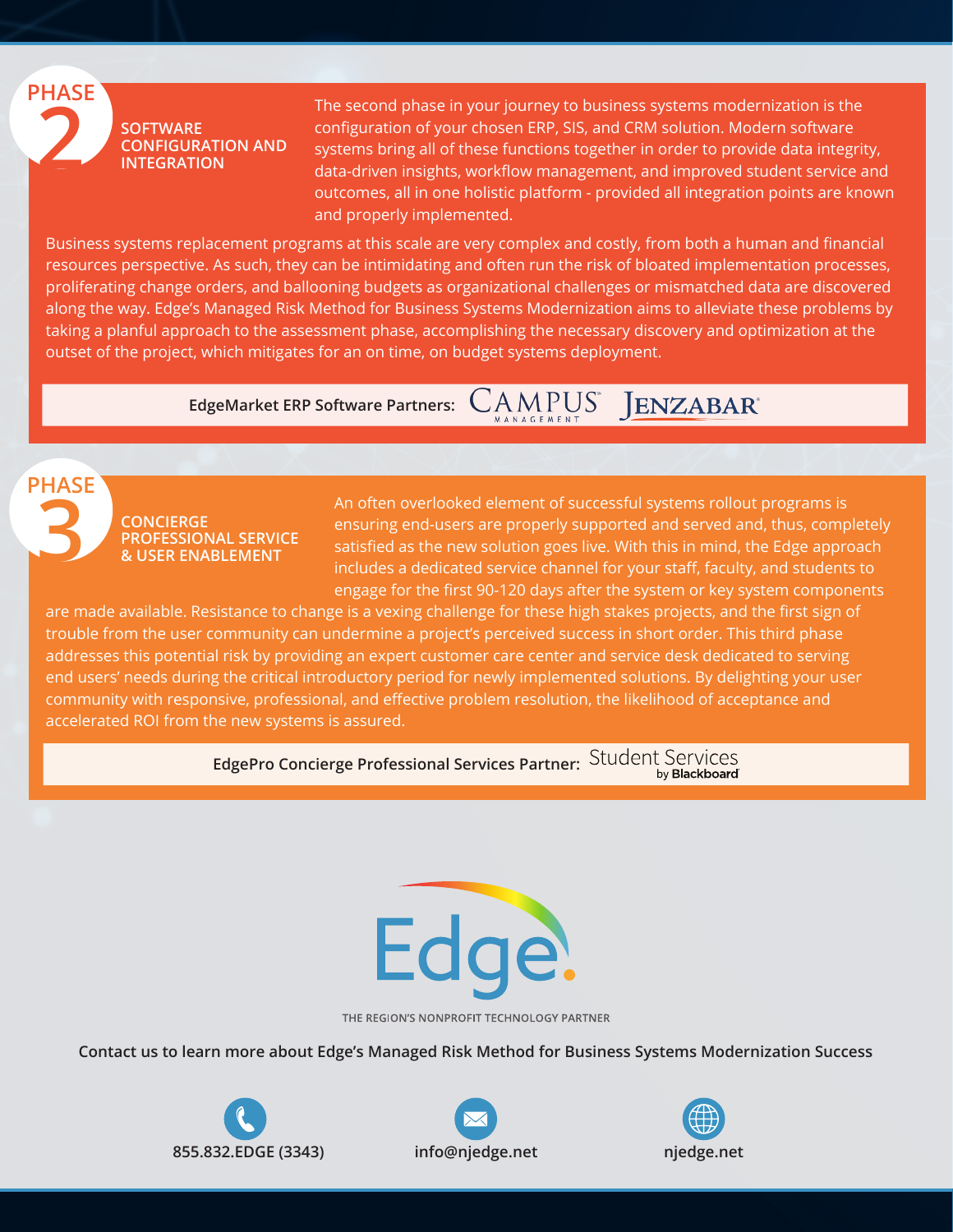## PHASE 2

### SOFTWARE CONFIGURATION AND INTEGRATION

The second phase in your journey to business systems modernization is the configuration of your chosen ERP, SIS, and CRM solution. Modern software systems bring all of these functions together in order to provide data integrity, data-driven insights, workflow management, and improved student service and outcomes, all in one holistic platform - provided all integration points are known and properly implemented.

Business systems replacement programs at this scale are very complex and costly, from both a human and financial resources perspective. As such, they can be intimidating and often run the risk of bloated implementation processes, proliferating change orders, and ballooning budgets as organizational challenges or mismatched data are discovered along the way. Edge's Managed Risk Method for Business Systems Modernization aims to alleviate these problems by taking a planful approach to the assessment phase, accomplishing the necessary discovery and optimization at the outset of the project, which mitigates for an on time, on budget systems deployment.

**EdgeMarket ERP Software Partners:** CAMPUS MANAGEMENT JENZABAR

## PHASE 3

### CONCIERGE PROFESSIONAL SERVICE & USER ENABLEMENT

An often overlooked element of successful systems rollout programs is ensuring end-users are properly supported and served and, thus, completely satisfied as the new solution goes live. With this in mind, the Edge approach includes a dedicated service channel for your staff, faculty, and students to engage for the first 90-120 days after the system or key system components are made available. Resistance to change is a vexing challenge for these high stakes projects, and the first sign of trouble from the user community can undermine a project's perceived success in short order. This third phase addresses this potential risk by providing an expert customer care center and service desk dedicated to serving end users' needs during the critical introductory period for newly implemented solutions. By delighting your user community with responsive, professional, and effective problem resolution, the likelihood of acceptance and accelerated ROI from the new systems is assured.

**EdgePro Concierge Professional Services Partner:** Student Services by Blackboard

Edge

THE REGION'S NONPROFIT TECHNOLOGY PARTNER

**Contact us to learn more about Edge's Managed Risk Method for Business Systems Modernization Success**

855.832.EDGE (3343)

info@njedge.net

njedge.net